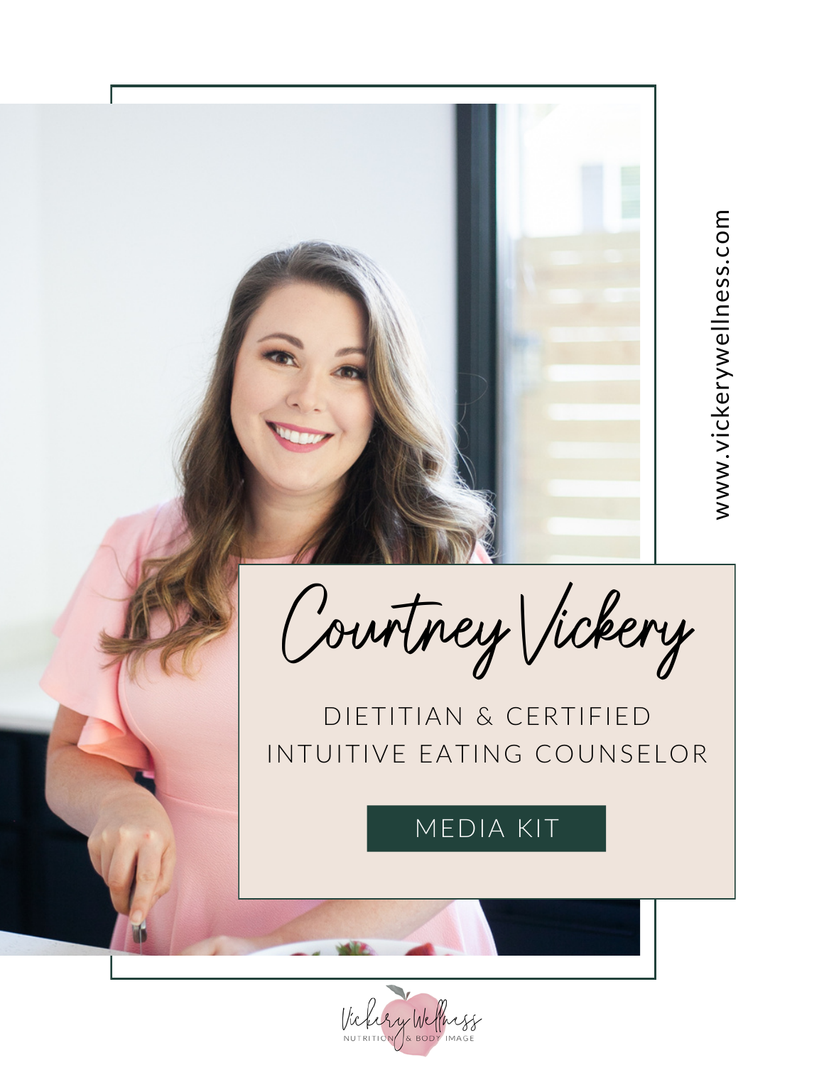# Courtney Vickery

DIETITIAN & CERTIFIED INTUITIVE EATING COUNSELOR

MEDIA KIT

www.vickerywellness.com

Vickery Wellness
NUTRITION & BODY IMAGE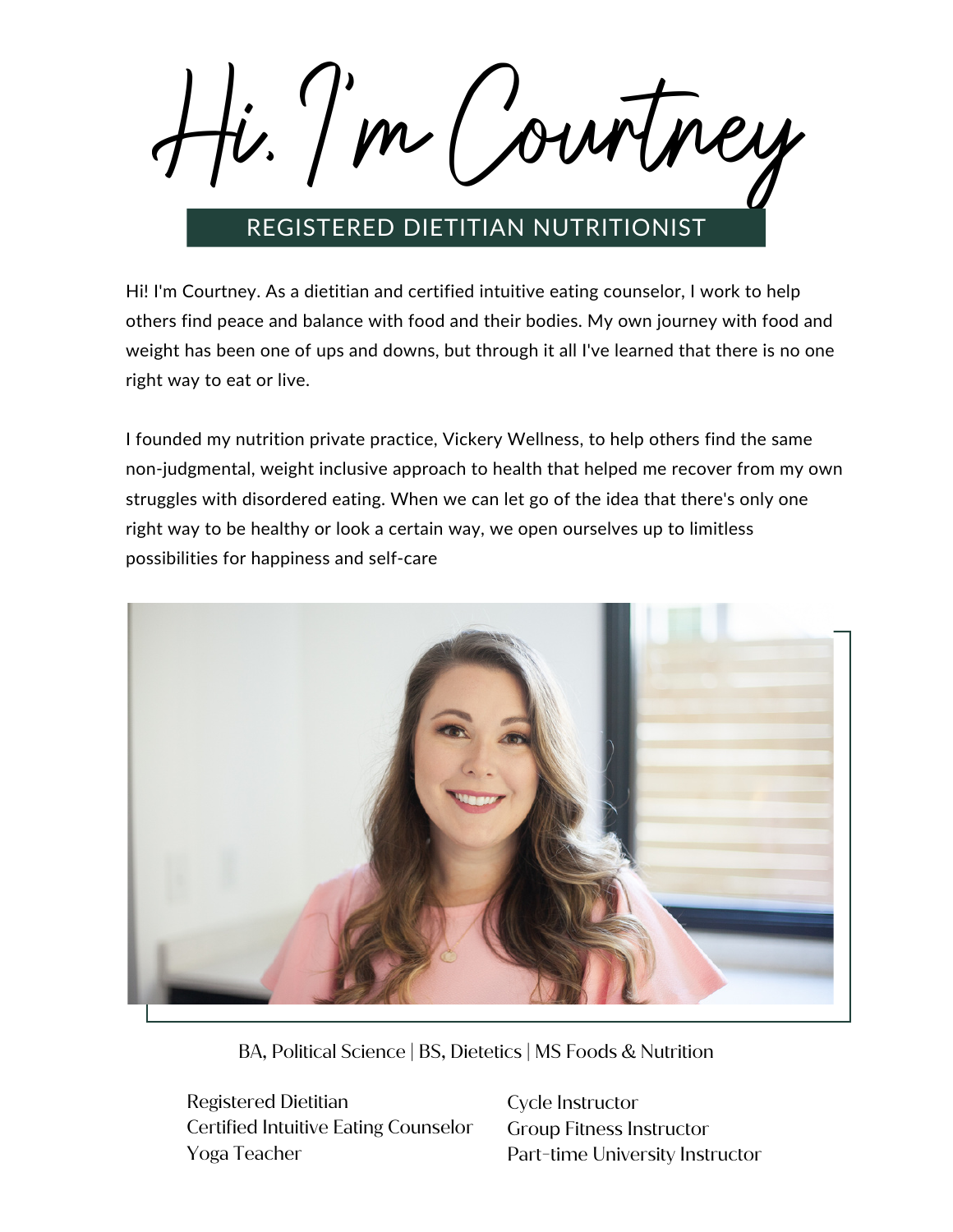# Hi. I'm Courtney

## REGISTERED DIETITIAN NUTRITIONIST

Hi! I'm Courtney. As a dietitian and certified intuitive eating counselor, I work to help others find peace and balance with food and their bodies. My own journey with food and weight has been one of ups and downs, but through it all I've learned that there is no one right way to eat or live.

I founded my nutrition private practice, Vickery Wellness, to help others find the same non-judgmental, weight inclusive approach to health that helped me recover from my own struggles with disordered eating. When we can let go of the idea that there's only one right way to be healthy or look a certain way, we open ourselves up to limitless possibilities for happiness and self-care

BA, Political Science | BS, Dietetics | MS Foods & Nutrition

Registered Dietitian
Certified Intuitive Eating Counselor
Yoga Teacher
Cycle Instructor
Group Fitness Instructor
Part-time University Instructor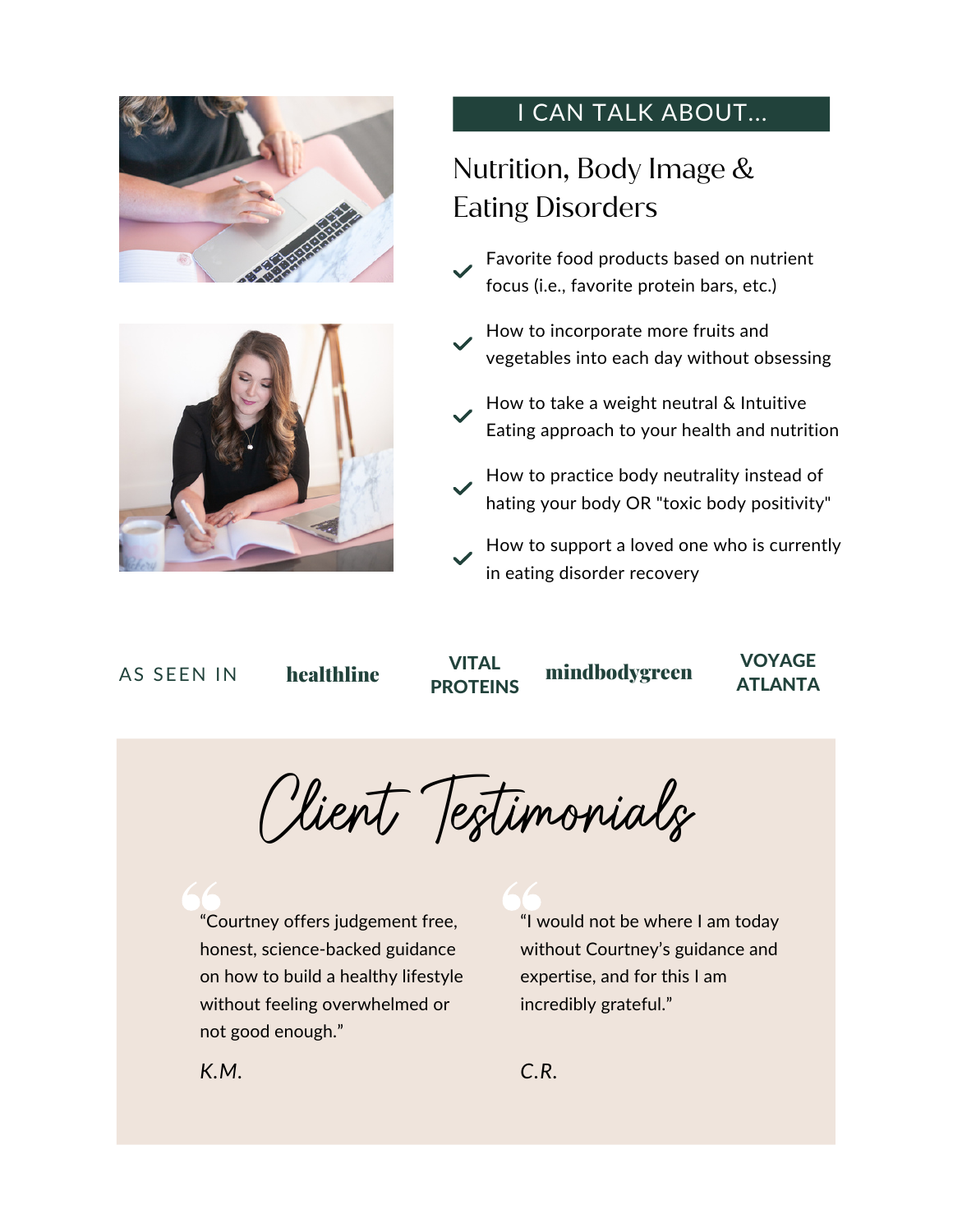## I CAN TALK ABOUT...

### Nutrition, Body Image & Eating Disorders

- Favorite food products based on nutrient focus (i.e., favorite protein bars, etc.)
- How to incorporate more fruits and vegetables into each day without obsessing
- How to take a weight neutral & Intuitive Eating approach to your health and nutrition
- How to practice body neutrality instead of hating your body OR "toxic body positivity"
- How to support a loved one who is currently in eating disorder recovery

AS SEEN IN **healthline** **VITAL PROTEINS** **mindbodygreen** **VOYAGE ATLANTA**

## Client Testimonials

"Courtney offers judgement free, honest, science-backed guidance on how to build a healthy lifestyle without feeling overwhelmed or not good enough."

*K.M.*

"I would not be where I am today without Courtney's guidance and expertise, and for this I am incredibly grateful."

*C.R.*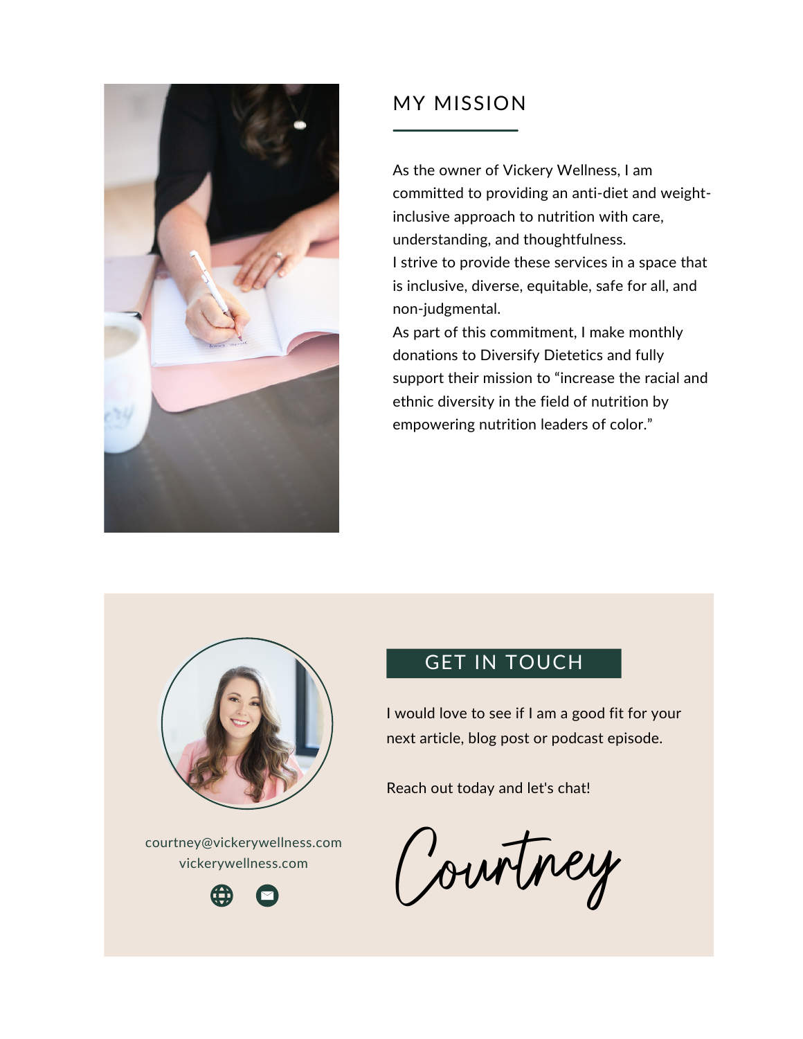## MY MISSION

As the owner of Vickery Wellness, I am committed to providing an anti-diet and weight-inclusive approach to nutrition with care, understanding, and thoughtfulness.

I strive to provide these services in a space that is inclusive, diverse, equitable, safe for all, and non-judgmental.

As part of this commitment, I make monthly donations to Diversify Dietetics and fully support their mission to “increase the racial and ethnic diversity in the field of nutrition by empowering nutrition leaders of color.”

## GET IN TOUCH

I would love to see if I am a good fit for your next article, blog post or podcast episode.

Reach out today and let's chat!

Courtney

courtney@vickerywellness.com
vickerywellness.com